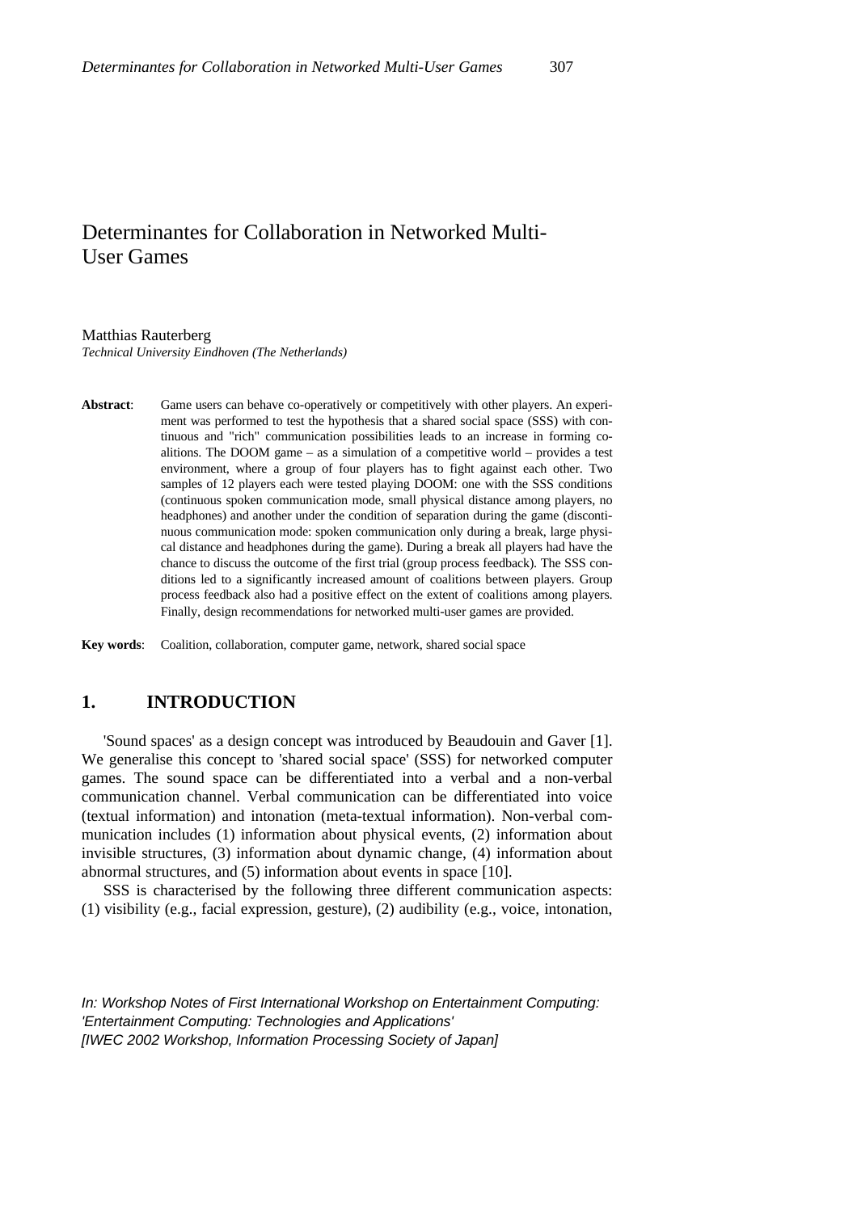# Determinantes for Collaboration in Networked Multi-User Games

Matthias Rauterberg
*Technical University Eindhoven (The Netherlands)*

**Abstract**: Game users can behave co-operatively or competitively with other players. An experiment was performed to test the hypothesis that a shared social space (SSS) with continuous and "rich" communication possibilities leads to an increase in forming coalitions. The DOOM game – as a simulation of a competitive world – provides a test environment, where a group of four players has to fight against each other. Two samples of 12 players each were tested playing DOOM: one with the SSS conditions (continuous spoken communication mode, small physical distance among players, no headphones) and another under the condition of separation during the game (discontinuous communication mode: spoken communication only during a break, large physical distance and headphones during the game). During a break all players had have the chance to discuss the outcome of the first trial (group process feedback). The SSS conditions led to a significantly increased amount of coalitions between players. Group process feedback also had a positive effect on the extent of coalitions among players. Finally, design recommendations for networked multi-user games are provided.

**Key words**: Coalition, collaboration, computer game, network, shared social space

## 1. INTRODUCTION

'Sound spaces' as a design concept was introduced by Beaudouin and Gaver [1]. We generalise this concept to 'shared social space' (SSS) for networked computer games. The sound space can be differentiated into a verbal and a non-verbal communication channel. Verbal communication can be differentiated into voice (textual information) and intonation (meta-textual information). Non-verbal communication includes (1) information about physical events, (2) information about invisible structures, (3) information about dynamic change, (4) information about abnormal structures, and (5) information about events in space [10].

SSS is characterised by the following three different communication aspects: (1) visibility (e.g., facial expression, gesture), (2) audibility (e.g., voice, intonation,

*In: Workshop Notes of First International Workshop on Entertainment Computing: 'Entertainment Computing: Technologies and Applications' [IWEC 2002 Workshop, Information Processing Society of Japan]*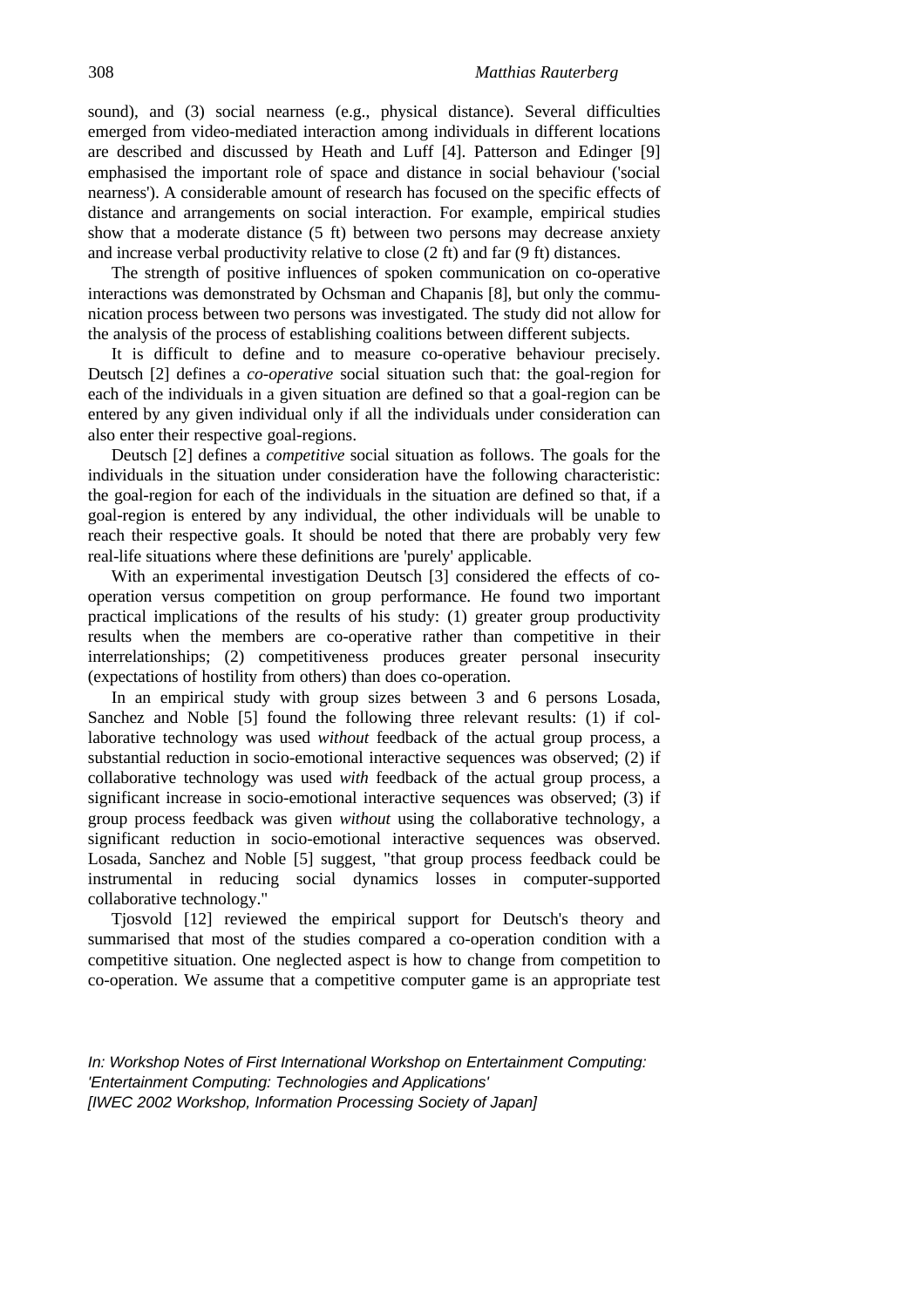sound), and (3) social nearness (e.g., physical distance). Several difficulties emerged from video-mediated interaction among individuals in different locations are described and discussed by Heath and Luff [4]. Patterson and Edinger [9] emphasised the important role of space and distance in social behaviour ('social nearness'). A considerable amount of research has focused on the specific effects of distance and arrangements on social interaction. For example, empirical studies show that a moderate distance (5 ft) between two persons may decrease anxiety and increase verbal productivity relative to close (2 ft) and far (9 ft) distances.

The strength of positive influences of spoken communication on co-operative interactions was demonstrated by Ochsman and Chapanis [8], but only the communication process between two persons was investigated. The study did not allow for the analysis of the process of establishing coalitions between different subjects.

It is difficult to define and to measure co-operative behaviour precisely. Deutsch [2] defines a *co-operative* social situation such that: the goal-region for each of the individuals in a given situation are defined so that a goal-region can be entered by any given individual only if all the individuals under consideration can also enter their respective goal-regions.

Deutsch [2] defines a *competitive* social situation as follows. The goals for the individuals in the situation under consideration have the following characteristic: the goal-region for each of the individuals in the situation are defined so that, if a goal-region is entered by any individual, the other individuals will be unable to reach their respective goals. It should be noted that there are probably very few real-life situations where these definitions are 'purely' applicable.

With an experimental investigation Deutsch [3] considered the effects of co-operation versus competition on group performance. He found two important practical implications of the results of his study: (1) greater group productivity results when the members are co-operative rather than competitive in their interrelationships; (2) competitiveness produces greater personal insecurity (expectations of hostility from others) than does co-operation.

In an empirical study with group sizes between 3 and 6 persons Losada, Sanchez and Noble [5] found the following three relevant results: (1) if collaborative technology was used *without* feedback of the actual group process, a substantial reduction in socio-emotional interactive sequences was observed; (2) if collaborative technology was used *with* feedback of the actual group process, a significant increase in socio-emotional interactive sequences was observed; (3) if group process feedback was given *without* using the collaborative technology, a significant reduction in socio-emotional interactive sequences was observed. Losada, Sanchez and Noble [5] suggest, "that group process feedback could be instrumental in reducing social dynamics losses in computer-supported collaborative technology."

Tjosvold [12] reviewed the empirical support for Deutsch's theory and summarised that most of the studies compared a co-operation condition with a competitive situation. One neglected aspect is how to change from competition to co-operation. We assume that a competitive computer game is an appropriate test

*In: Workshop Notes of First International Workshop on Entertainment Computing: 'Entertainment Computing: Technologies and Applications' [IWEC 2002 Workshop, Information Processing Society of Japan]*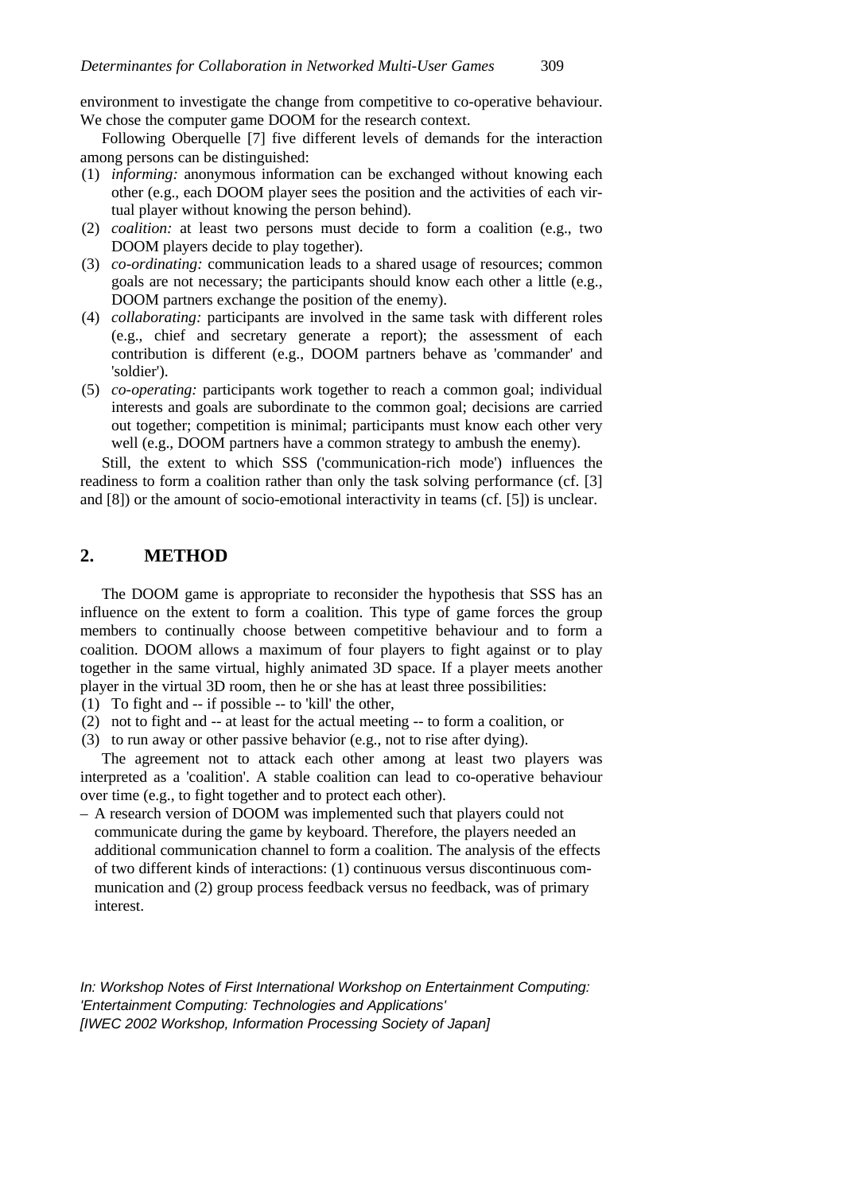environment to investigate the change from competitive to co-operative behaviour. We chose the computer game DOOM for the research context.

Following Oberquelle [7] five different levels of demands for the interaction among persons can be distinguished:

(1) *informing:* anonymous information can be exchanged without knowing each other (e.g., each DOOM player sees the position and the activities of each virtual player without knowing the person behind).
(2) *coalition:* at least two persons must decide to form a coalition (e.g., two DOOM players decide to play together).
(3) *co-ordinating:* communication leads to a shared usage of resources; common goals are not necessary; the participants should know each other a little (e.g., DOOM partners exchange the position of the enemy).
(4) *collaborating:* participants are involved in the same task with different roles (e.g., chief and secretary generate a report); the assessment of each contribution is different (e.g., DOOM partners behave as 'commander' and 'soldier').
(5) *co-operating:* participants work together to reach a common goal; individual interests and goals are subordinate to the common goal; decisions are carried out together; competition is minimal; participants must know each other very well (e.g., DOOM partners have a common strategy to ambush the enemy).

Still, the extent to which SSS ('communication-rich mode') influences the readiness to form a coalition rather than only the task solving performance (cf. [3] and [8]) or the amount of socio-emotional interactivity in teams (cf. [5]) is unclear.

## 2. METHOD

The DOOM game is appropriate to reconsider the hypothesis that SSS has an influence on the extent to form a coalition. This type of game forces the group members to continually choose between competitive behaviour and to form a coalition. DOOM allows a maximum of four players to fight against or to play together in the same virtual, highly animated 3D space. If a player meets another player in the virtual 3D room, then he or she has at least three possibilities:

(1) To fight and -- if possible -- to 'kill' the other,
(2) not to fight and -- at least for the actual meeting -- to form a coalition, or
(3) to run away or other passive behavior (e.g., not to rise after dying).

The agreement not to attack each other among at least two players was interpreted as a 'coalition'. A stable coalition can lead to co-operative behaviour over time (e.g., to fight together and to protect each other).

– A research version of DOOM was implemented such that players could not communicate during the game by keyboard. Therefore, the players needed an additional communication channel to form a coalition. The analysis of the effects of two different kinds of interactions: (1) continuous versus discontinuous communication and (2) group process feedback versus no feedback, was of primary interest.

*In: Workshop Notes of First International Workshop on Entertainment Computing: 'Entertainment Computing: Technologies and Applications' [IWEC 2002 Workshop, Information Processing Society of Japan]*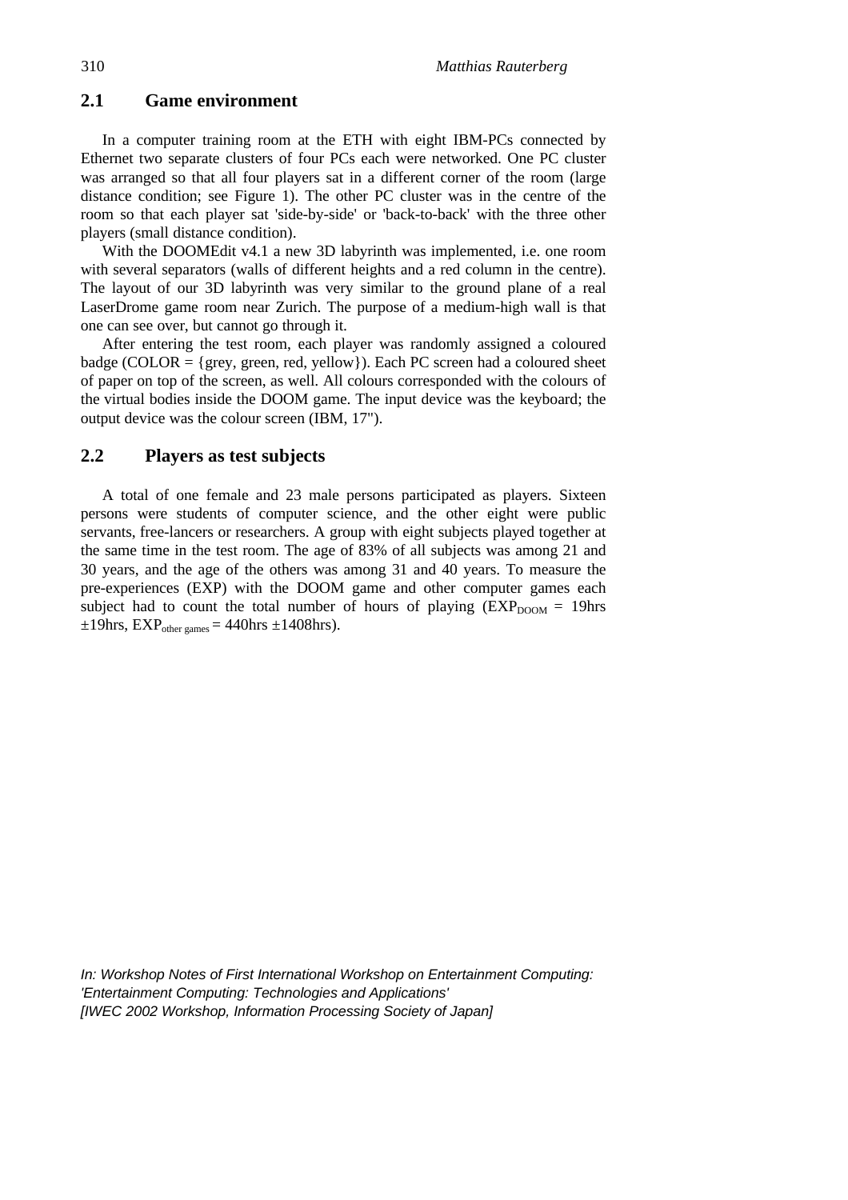## 2.1 Game environment

In a computer training room at the ETH with eight IBM-PCs connected by Ethernet two separate clusters of four PCs each were networked. One PC cluster was arranged so that all four players sat in a different corner of the room (large distance condition; see Figure 1). The other PC cluster was in the centre of the room so that each player sat 'side-by-side' or 'back-to-back' with the three other players (small distance condition).

With the DOOMEdit v4.1 a new 3D labyrinth was implemented, i.e. one room with several separators (walls of different heights and a red column in the centre). The layout of our 3D labyrinth was very similar to the ground plane of a real LaserDrome game room near Zurich. The purpose of a medium-high wall is that one can see over, but cannot go through it.

After entering the test room, each player was randomly assigned a coloured badge (COLOR = {grey, green, red, yellow}). Each PC screen had a coloured sheet of paper on top of the screen, as well. All colours corresponded with the colours of the virtual bodies inside the DOOM game. The input device was the keyboard; the output device was the colour screen (IBM, 17").

## 2.2 Players as test subjects

A total of one female and 23 male persons participated as players. Sixteen persons were students of computer science, and the other eight were public servants, free-lancers or researchers. A group with eight subjects played together at the same time in the test room. The age of 83% of all subjects was among 21 and 30 years, and the age of the others was among 31 and 40 years. To measure the pre-experiences (EXP) with the DOOM game and other computer games each subject had to count the total number of hours of playing ($EXP_{DOOM}$ = 19hrs ±19hrs, $EXP_{other\ games}$ = 440hrs ±1408hrs).

*In: Workshop Notes of First International Workshop on Entertainment Computing: 'Entertainment Computing: Technologies and Applications' [IWEC 2002 Workshop, Information Processing Society of Japan]*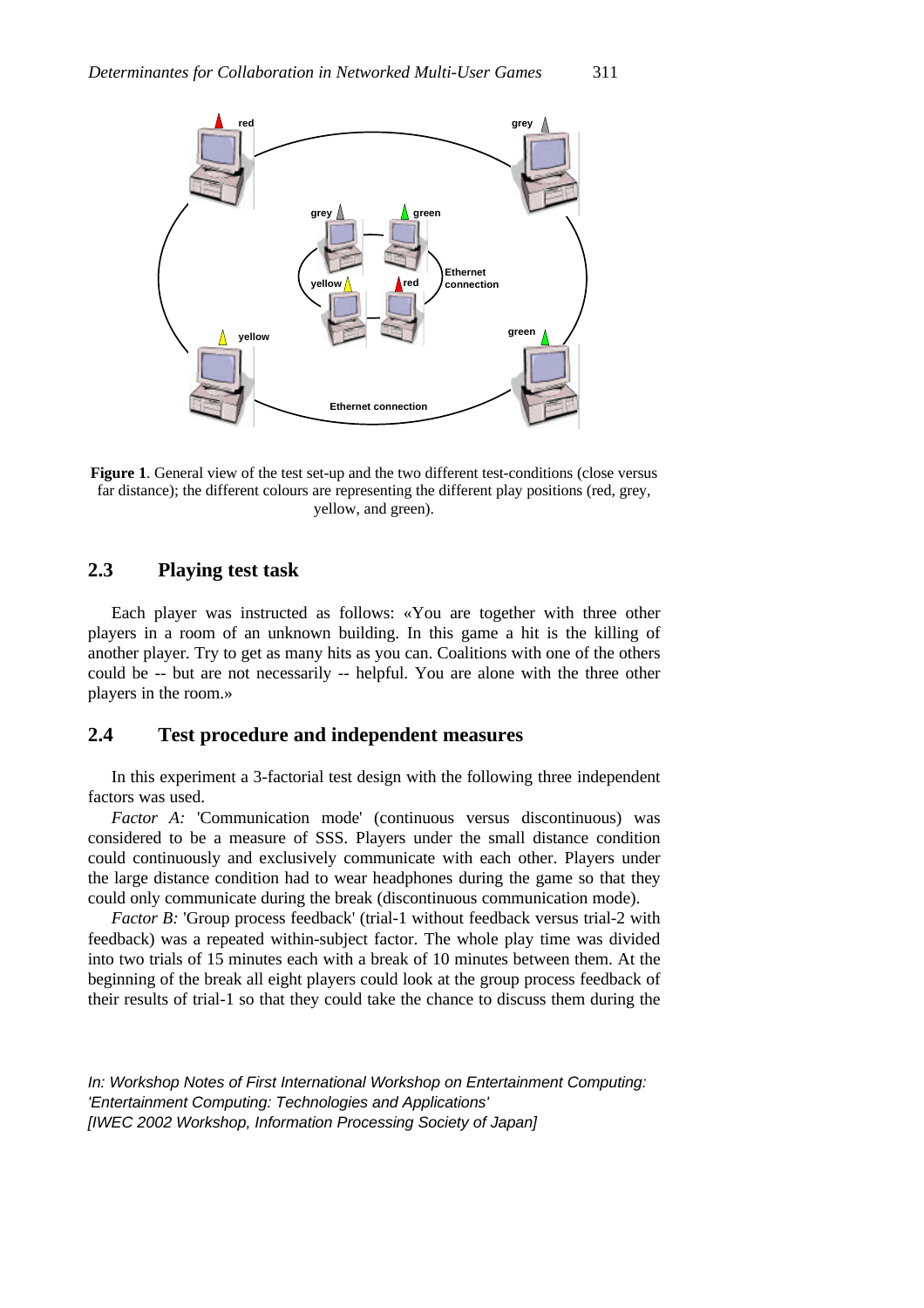**Figure 1**. General view of the test set-up and the two different test-conditions (close versus far distance); the different colours are representing the different play positions (red, grey, yellow, and green).

## 2.3 Playing test task

Each player was instructed as follows: «You are together with three other players in a room of an unknown building. In this game a hit is the killing of another player. Try to get as many hits as you can. Coalitions with one of the others could be -- but are not necessarily -- helpful. You are alone with the three other players in the room.»

## 2.4 Test procedure and independent measures

In this experiment a 3-factorial test design with the following three independent factors was used.

*Factor A:* 'Communication mode' (continuous versus discontinuous) was considered to be a measure of SSS. Players under the small distance condition could continuously and exclusively communicate with each other. Players under the large distance condition had to wear headphones during the game so that they could only communicate during the break (discontinuous communication mode).

*Factor B:* 'Group process feedback' (trial-1 without feedback versus trial-2 with feedback) was a repeated within-subject factor. The whole play time was divided into two trials of 15 minutes each with a break of 10 minutes between them. At the beginning of the break all eight players could look at the group process feedback of their results of trial-1 so that they could take the chance to discuss them during the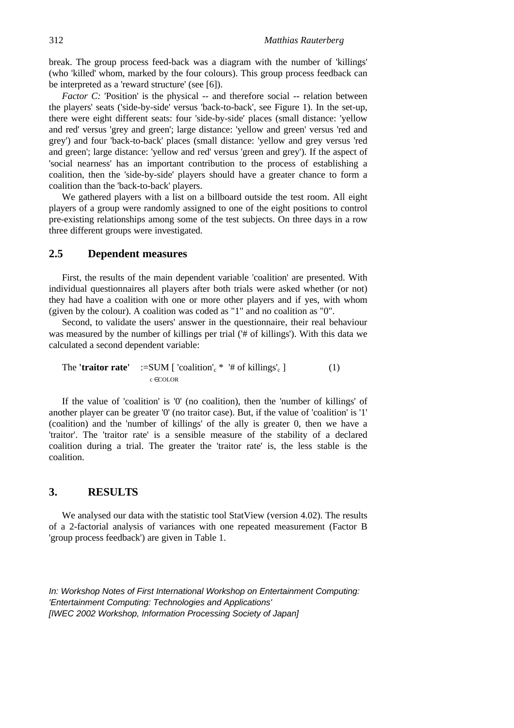break. The group process feed-back was a diagram with the number of 'killings' (who 'killed' whom, marked by the four colours). This group process feedback can be interpreted as a 'reward structure' (see [6]).

*Factor C:* 'Position' is the physical -- and therefore social -- relation between the players' seats ('side-by-side' versus 'back-to-back', see Figure 1). In the set-up, there were eight different seats: four 'side-by-side' places (small distance: 'yellow and red' versus 'grey and green'; large distance: 'yellow and green' versus 'red and grey') and four 'back-to-back' places (small distance: 'yellow and grey versus 'red and green'; large distance: 'yellow and red' versus 'green and grey'). If the aspect of 'social nearness' has an important contribution to the process of establishing a coalition, then the 'side-by-side' players should have a greater chance to form a coalition than the 'back-to-back' players.

We gathered players with a list on a billboard outside the test room. All eight players of a group were randomly assigned to one of the eight positions to control pre-existing relationships among some of the test subjects. On three days in a row three different groups were investigated.

## 2.5 Dependent measures

First, the results of the main dependent variable 'coalition' are presented. With individual questionnaires all players after both trials were asked whether (or not) they had have a coalition with one or more other players and if yes, with whom (given by the colour). A coalition was coded as "1" and no coalition as "0".

Second, to validate the users' answer in the questionnaire, their real behaviour was measured by the number of killings per trial ('# of killings'). With this data we calculated a second dependent variable:

$$\text{The } \textbf{'traitor rate'} := \underset{c \in COLOR}{\text{SUM}} [\text{ 'coalition'}_c * \text{ '\# of killings'}_c \text{ ]} \qquad (1)$$

If the value of 'coalition' is '0' (no coalition), then the 'number of killings' of another player can be greater '0' (no traitor case). But, if the value of 'coalition' is '1' (coalition) and the 'number of killings' of the ally is greater 0, then we have a 'traitor'. The 'traitor rate' is a sensible measure of the stability of a declared coalition during a trial. The greater the 'traitor rate' is, the less stable is the coalition.

# 3. RESULTS

We analysed our data with the statistic tool StatView (version 4.02). The results of a 2-factorial analysis of variances with one repeated measurement (Factor B 'group process feedback') are given in Table 1.

*In: Workshop Notes of First International Workshop on Entertainment Computing: 'Entertainment Computing: Technologies and Applications' [IWEC 2002 Workshop, Information Processing Society of Japan]*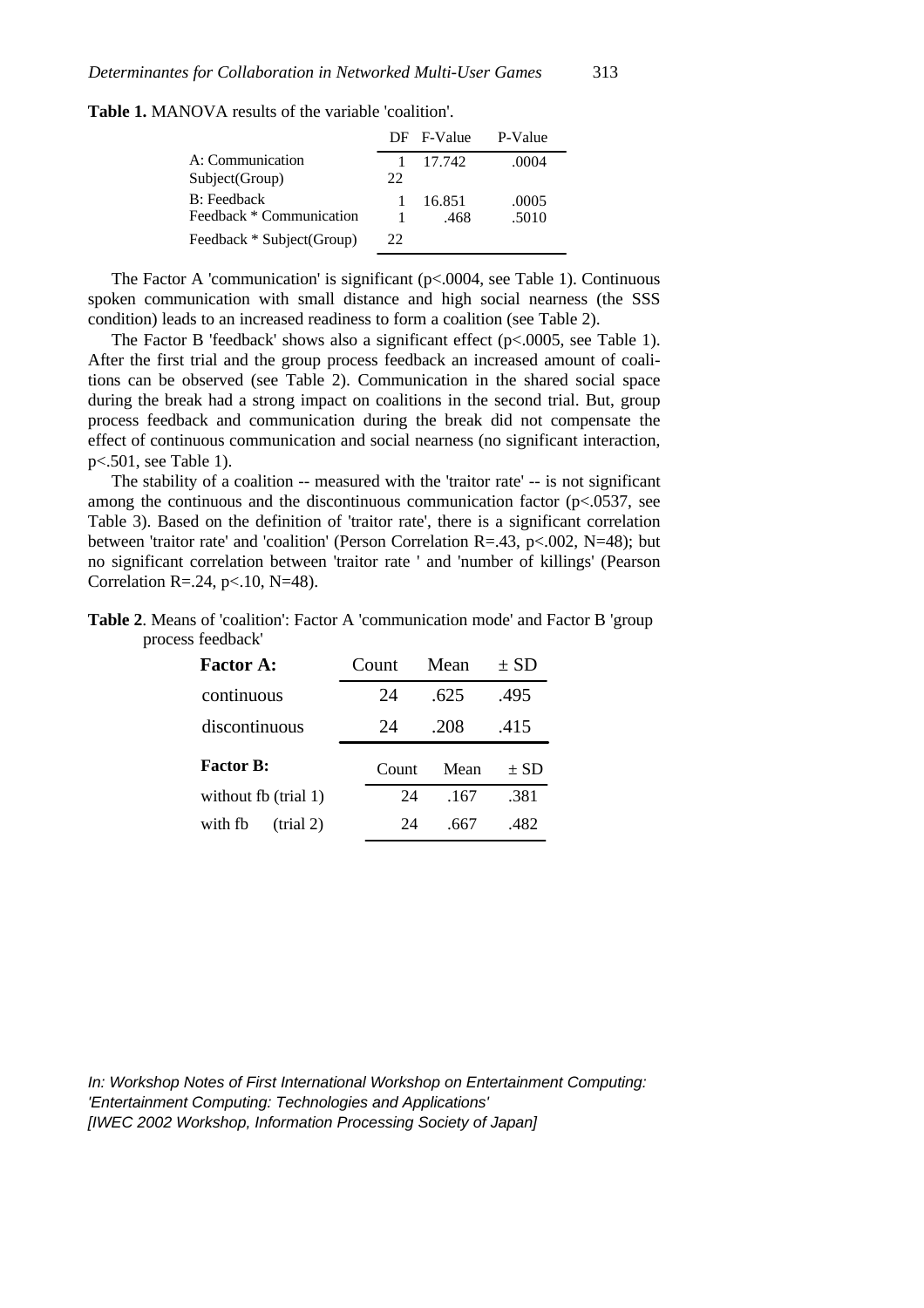**Table 1.** MANOVA results of the variable 'coalition'.

| | DF | F-Value | P-Value |
|---|---|---|---|
| A: Communication | 1 | 17.742 | .0004 |
| Subject(Group) | 22 | | |
| B: Feedback | 1 | 16.851 | .0005 |
| Feedback * Communication | 1 | .468 | .5010 |
| Feedback * Subject(Group) | 22 | | |

The Factor A 'communication' is significant (p<.0004, see Table 1). Continuous spoken communication with small distance and high social nearness (the SSS condition) leads to an increased readiness to form a coalition (see Table 2).

The Factor B 'feedback' shows also a significant effect (p<.0005, see Table 1). After the first trial and the group process feedback an increased amount of coalitions can be observed (see Table 2). Communication in the shared social space during the break had a strong impact on coalitions in the second trial. But, group process feedback and communication during the break did not compensate the effect of continuous communication and social nearness (no significant interaction, p<.501, see Table 1).

The stability of a coalition -- measured with the 'traitor rate' -- is not significant among the continuous and the discontinuous communication factor (p<.0537, see Table 3). Based on the definition of 'traitor rate', there is a significant correlation between 'traitor rate' and 'coalition' (Person Correlation R=.43, p<.002, N=48); but no significant correlation between 'traitor rate ' and 'number of killings' (Pearson Correlation R=.24, p<.10, N=48).

**Table 2**. Means of 'coalition': Factor A 'communication mode' and Factor B 'group process feedback'

| **Factor A:** | Count | Mean | ± SD |
|---|---|---|---|
| continuous | 24 | .625 | .495 |
| discontinuous | 24 | .208 | .415 |
| **Factor B:** | Count | Mean | ± SD |
| without fb (trial 1) | 24 | .167 | .381 |
| with fb (trial 2) | 24 | .667 | .482 |

*In: Workshop Notes of First International Workshop on Entertainment Computing: 'Entertainment Computing: Technologies and Applications' [IWEC 2002 Workshop, Information Processing Society of Japan]*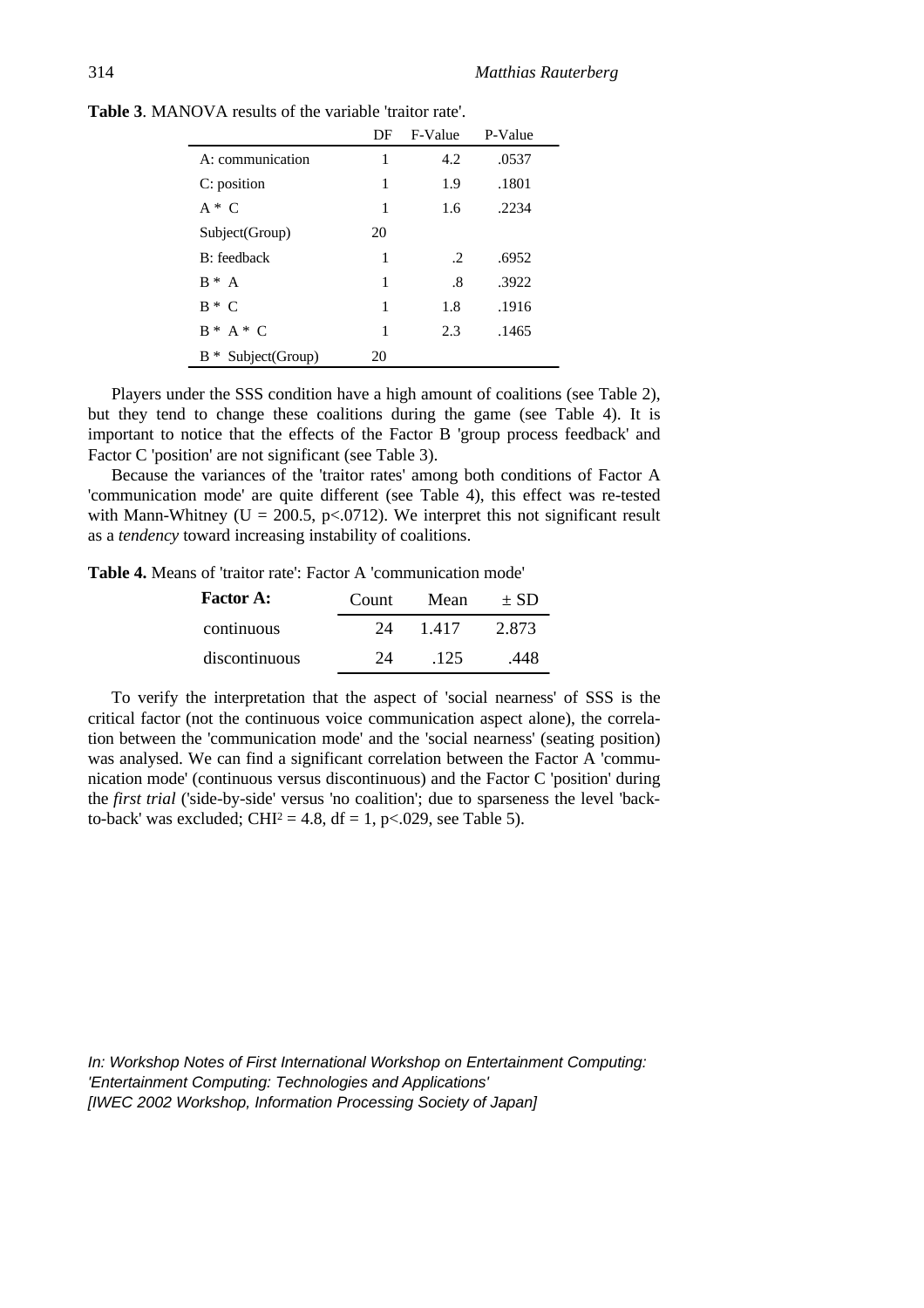**Table 3**. MANOVA results of the variable 'traitor rate'.

| | DF | F-Value | P-Value |
|---|---|---|---|
| A: communication | 1 | 4.2 | .0537 |
| C: position | 1 | 1.9 | .1801 |
| A * C | 1 | 1.6 | .2234 |
| Subject(Group) | 20 | | |
| B: feedback | 1 | .2 | .6952 |
| B * A | 1 | .8 | .3922 |
| B * C | 1 | 1.8 | .1916 |
| B * A * C | 1 | 2.3 | .1465 |
| B * Subject(Group) | 20 | | |

Players under the SSS condition have a high amount of coalitions (see Table 2), but they tend to change these coalitions during the game (see Table 4). It is important to notice that the effects of the Factor B 'group process feedback' and Factor C 'position' are not significant (see Table 3).

Because the variances of the 'traitor rates' among both conditions of Factor A 'communication mode' are quite different (see Table 4), this effect was re-tested with Mann-Whitney ($U = 200.5$, $p<.0712$). We interpret this not significant result as a *tendency* toward increasing instability of coalitions.

**Table 4.** Means of 'traitor rate': Factor A 'communication mode'

| **Factor A:** | Count | Mean | ± SD |
|---|---|---|---|
| continuous | 24 | 1.417 | 2.873 |
| discontinuous | 24 | .125 | .448 |

To verify the interpretation that the aspect of 'social nearness' of SSS is the critical factor (not the continuous voice communication aspect alone), the correlation between the 'communication mode' and the 'social nearness' (seating position) was analysed. We can find a significant correlation between the Factor A 'communication mode' (continuous versus discontinuous) and the Factor C 'position' during the *first trial* ('side-by-side' versus 'no coalition'; due to sparseness the level 'back-to-back' was excluded; $CHI^2 = 4.8$, $df = 1$, $p<.029$, see Table 5).

*In: Workshop Notes of First International Workshop on Entertainment Computing: 'Entertainment Computing: Technologies and Applications' [IWEC 2002 Workshop, Information Processing Society of Japan]*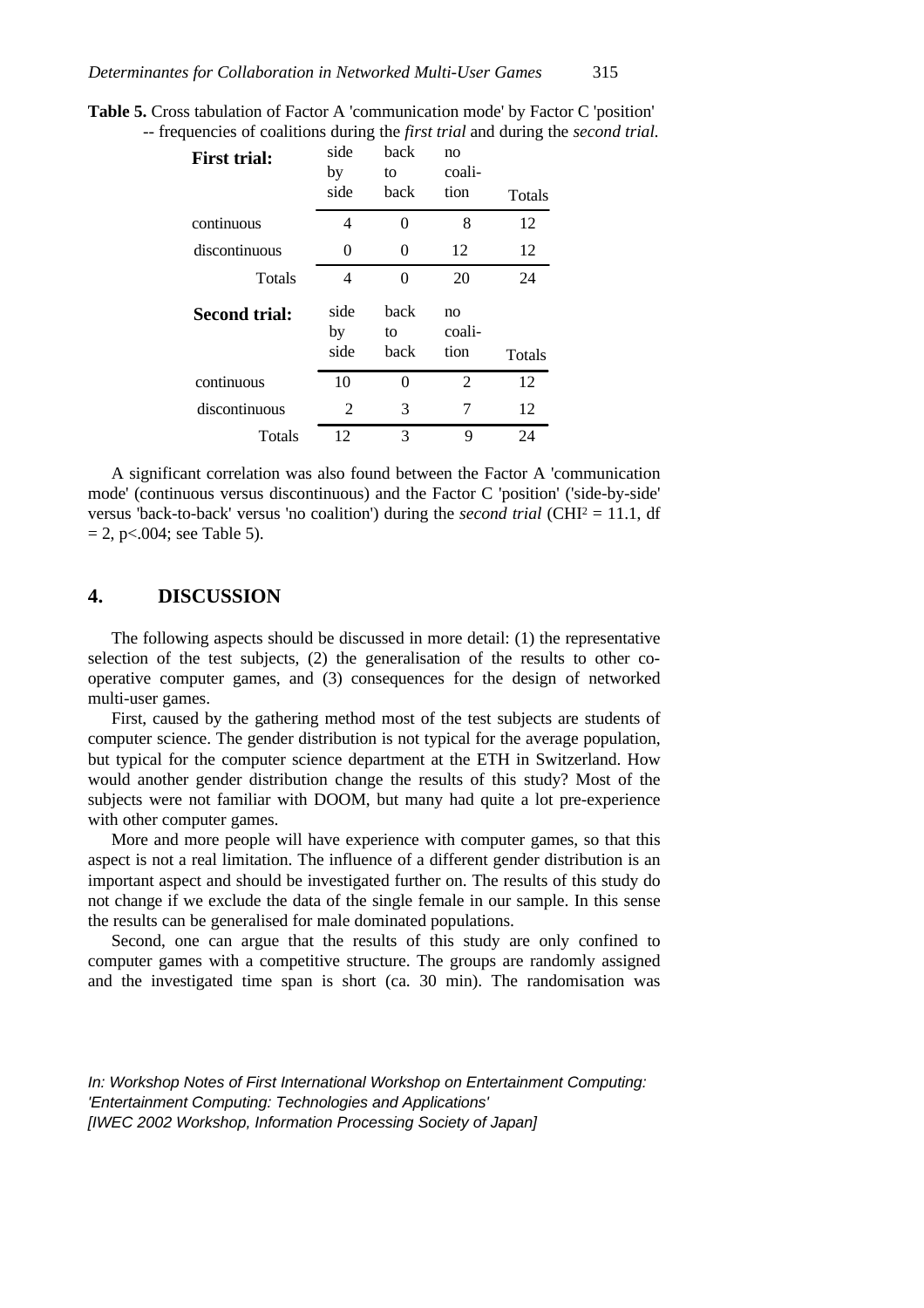**Table 5.** Cross tabulation of Factor A 'communication mode' by Factor C 'position' -- frequencies of coalitions during the *first trial* and during the *second trial*.

| **First trial:** | side by side | back to back | no coali-tion | Totals |
|---|---|---|---|---|
| continuous | 4 | 0 | 8 | 12 |
| discontinuous | 0 | 0 | 12 | 12 |
| Totals | 4 | 0 | 20 | 24 |

| **Second trial:** | side by side | back to back | no coali-tion | Totals |
|---|---|---|---|---|
| continuous | 10 | 0 | 2 | 12 |
| discontinuous | 2 | 3 | 7 | 12 |
| Totals | 12 | 3 | 9 | 24 |

A significant correlation was also found between the Factor A 'communication mode' (continuous versus discontinuous) and the Factor C 'position' ('side-by-side' versus 'back-to-back' versus 'no coalition') during the *second trial* ($CHI^2 = 11.1$, df $= 2$, $p<.004$; see Table 5).

## 4. DISCUSSION

The following aspects should be discussed in more detail: (1) the representative selection of the test subjects, (2) the generalisation of the results to other co-operative computer games, and (3) consequences for the design of networked multi-user games.

First, caused by the gathering method most of the test subjects are students of computer science. The gender distribution is not typical for the average population, but typical for the computer science department at the ETH in Switzerland. How would another gender distribution change the results of this study? Most of the subjects were not familiar with DOOM, but many had quite a lot pre-experience with other computer games.

More and more people will have experience with computer games, so that this aspect is not a real limitation. The influence of a different gender distribution is an important aspect and should be investigated further on. The results of this study do not change if we exclude the data of the single female in our sample. In this sense the results can be generalised for male dominated populations.

Second, one can argue that the results of this study are only confined to computer games with a competitive structure. The groups are randomly assigned and the investigated time span is short (ca. 30 min). The randomisation was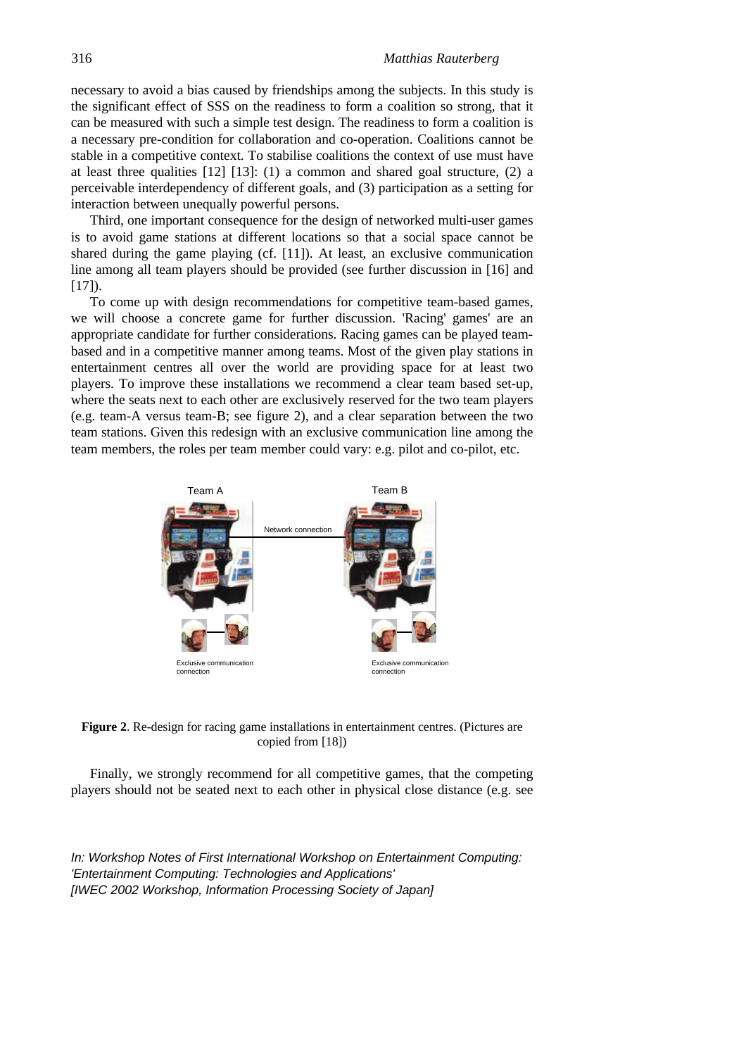necessary to avoid a bias caused by friendships among the subjects. In this study is the significant effect of SSS on the readiness to form a coalition so strong, that it can be measured with such a simple test design. The readiness to form a coalition is a necessary pre-condition for collaboration and co-operation. Coalitions cannot be stable in a competitive context. To stabilise coalitions the context of use must have at least three qualities [12] [13]: (1) a common and shared goal structure, (2) a perceivable interdependency of different goals, and (3) participation as a setting for interaction between unequally powerful persons.

Third, one important consequence for the design of networked multi-user games is to avoid game stations at different locations so that a social space cannot be shared during the game playing (cf. [11]). At least, an exclusive communication line among all team players should be provided (see further discussion in [16] and [17]).

To come up with design recommendations for competitive team-based games, we will choose a concrete game for further discussion. 'Racing' games' are an appropriate candidate for further considerations. Racing games can be played team-based and in a competitive manner among teams. Most of the given play stations in entertainment centres all over the world are providing space for at least two players. To improve these installations we recommend a clear team based set-up, where the seats next to each other are exclusively reserved for the two team players (e.g. team-A versus team-B; see figure 2), and a clear separation between the two team stations. Given this redesign with an exclusive communication line among the team members, the roles per team member could vary: e.g. pilot and co-pilot, etc.

Team A — Network connection — Team B

Exclusive communication connection — Exclusive communication connection

**Figure 2**. Re-design for racing game installations in entertainment centres. (Pictures are copied from [18])

Finally, we strongly recommend for all competitive games, that the competing players should not be seated next to each other in physical close distance (e.g. see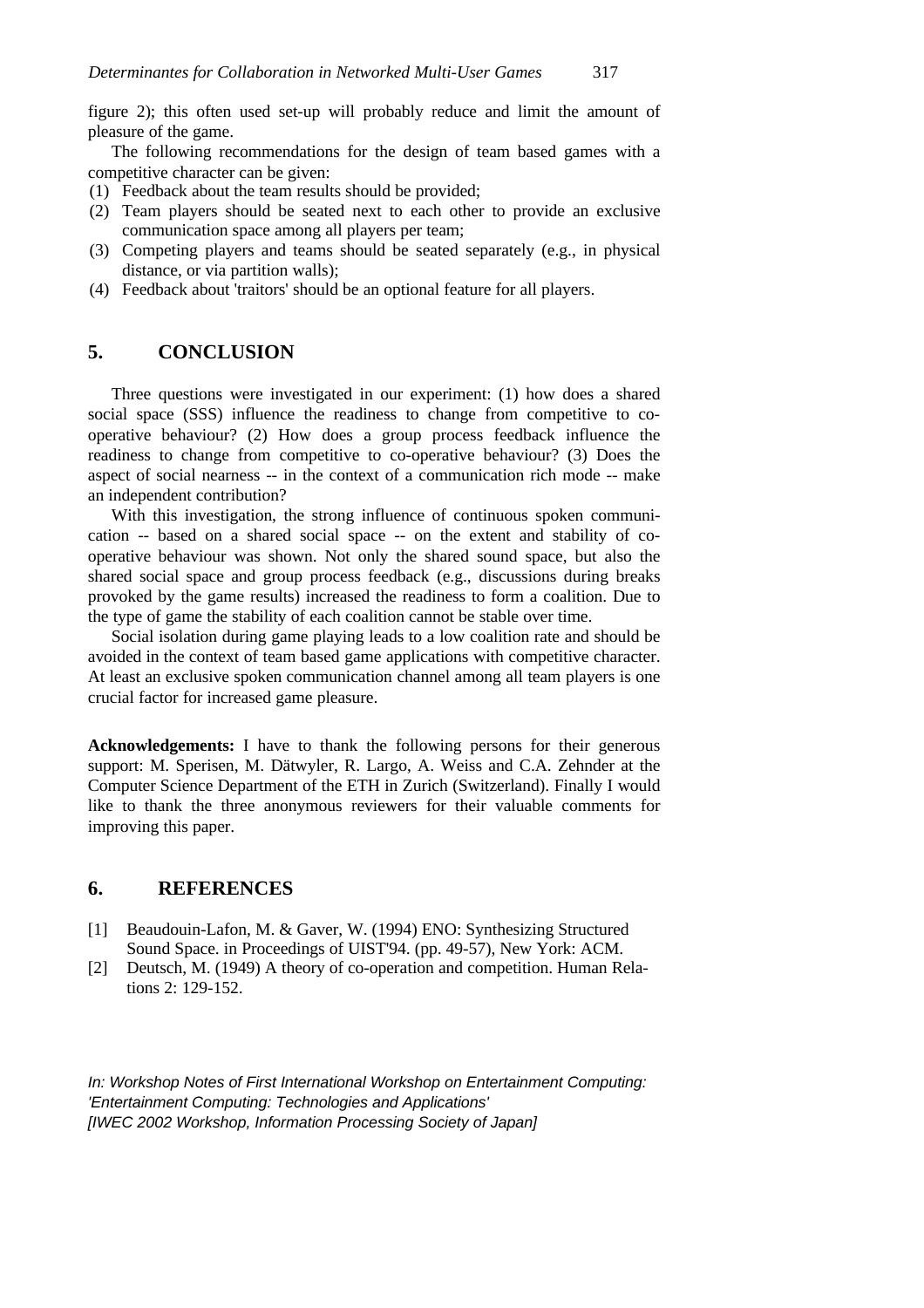figure 2); this often used set-up will probably reduce and limit the amount of pleasure of the game.

The following recommendations for the design of team based games with a competitive character can be given:

(1) Feedback about the team results should be provided;
(2) Team players should be seated next to each other to provide an exclusive communication space among all players per team;
(3) Competing players and teams should be seated separately (e.g., in physical distance, or via partition walls);
(4) Feedback about 'traitors' should be an optional feature for all players.

## 5. CONCLUSION

Three questions were investigated in our experiment: (1) how does a shared social space (SSS) influence the readiness to change from competitive to co-operative behaviour? (2) How does a group process feedback influence the readiness to change from competitive to co-operative behaviour? (3) Does the aspect of social nearness -- in the context of a communication rich mode -- make an independent contribution?

With this investigation, the strong influence of continuous spoken communication -- based on a shared social space -- on the extent and stability of co-operative behaviour was shown. Not only the shared sound space, but also the shared social space and group process feedback (e.g., discussions during breaks provoked by the game results) increased the readiness to form a coalition. Due to the type of game the stability of each coalition cannot be stable over time.

Social isolation during game playing leads to a low coalition rate and should be avoided in the context of team based game applications with competitive character. At least an exclusive spoken communication channel among all team players is one crucial factor for increased game pleasure.

**Acknowledgements:** I have to thank the following persons for their generous support: M. Sperisen, M. Dätwyler, R. Largo, A. Weiss and C.A. Zehnder at the Computer Science Department of the ETH in Zurich (Switzerland). Finally I would like to thank the three anonymous reviewers for their valuable comments for improving this paper.

## 6. REFERENCES

[1] Beaudouin-Lafon, M. & Gaver, W. (1994) ENO: Synthesizing Structured Sound Space. in Proceedings of UIST'94. (pp. 49-57), New York: ACM.

[2] Deutsch, M. (1949) A theory of co-operation and competition. Human Relations 2: 129-152.

*In: Workshop Notes of First International Workshop on Entertainment Computing: 'Entertainment Computing: Technologies and Applications' [IWEC 2002 Workshop, Information Processing Society of Japan]*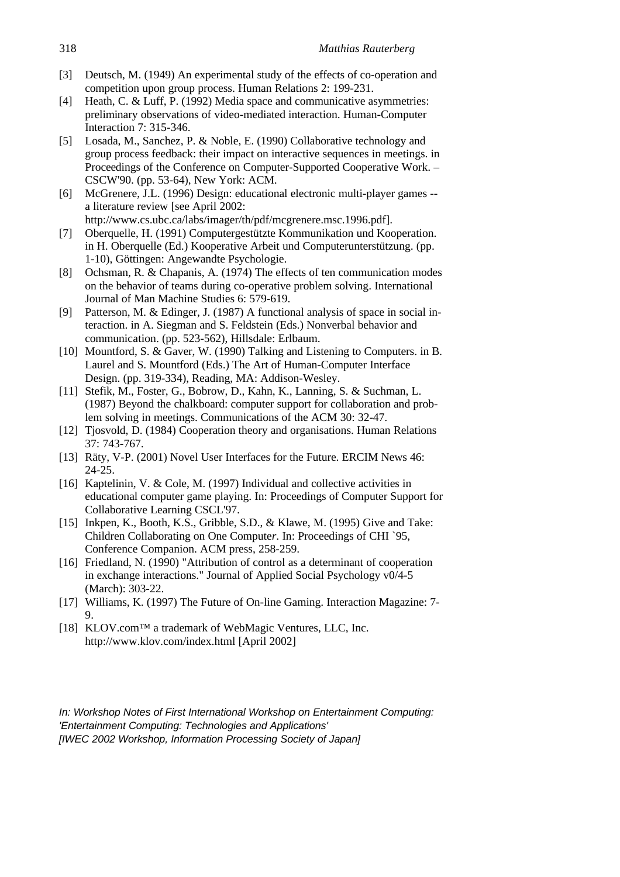[3] Deutsch, M. (1949) An experimental study of the effects of co-operation and competition upon group process. Human Relations 2: 199-231.

[4] Heath, C. & Luff, P. (1992) Media space and communicative asymmetries: preliminary observations of video-mediated interaction. Human-Computer Interaction 7: 315-346.

[5] Losada, M., Sanchez, P. & Noble, E. (1990) Collaborative technology and group process feedback: their impact on interactive sequences in meetings. in Proceedings of the Conference on Computer-Supported Cooperative Work. – CSCW'90. (pp. 53-64), New York: ACM.

[6] McGrenere, J.L. (1996) Design: educational electronic multi-player games -- a literature review [see April 2002: http://www.cs.ubc.ca/labs/imager/th/pdf/mcgrenere.msc.1996.pdf].

[7] Oberquelle, H. (1991) Computergestützte Kommunikation und Kooperation. in H. Oberquelle (Ed.) Kooperative Arbeit und Computerunterstützung. (pp. 1-10), Göttingen: Angewandte Psychologie.

[8] Ochsman, R. & Chapanis, A. (1974) The effects of ten communication modes on the behavior of teams during co-operative problem solving. International Journal of Man Machine Studies 6: 579-619.

[9] Patterson, M. & Edinger, J. (1987) A functional analysis of space in social interaction. in A. Siegman and S. Feldstein (Eds.) Nonverbal behavior and communication. (pp. 523-562), Hillsdale: Erlbaum.

[10] Mountford, S. & Gaver, W. (1990) Talking and Listening to Computers. in B. Laurel and S. Mountford (Eds.) The Art of Human-Computer Interface Design. (pp. 319-334), Reading, MA: Addison-Wesley.

[11] Stefik, M., Foster, G., Bobrow, D., Kahn, K., Lanning, S. & Suchman, L. (1987) Beyond the chalkboard: computer support for collaboration and problem solving in meetings. Communications of the ACM 30: 32-47.

[12] Tjosvold, D. (1984) Cooperation theory and organisations. Human Relations 37: 743-767.

[13] Räty, V-P. (2001) Novel User Interfaces for the Future. ERCIM News 46: 24-25.

[16] Kaptelinin, V. & Cole, M. (1997) Individual and collective activities in educational computer game playing. In: Proceedings of Computer Support for Collaborative Learning CSCL'97.

[15] Inkpen, K., Booth, K.S., Gribble, S.D., & Klawe, M. (1995) Give and Take: Children Collaborating on One Computer. In: Proceedings of CHI `95, Conference Companion. ACM press, 258-259.

[16] Friedland, N. (1990) "Attribution of control as a determinant of cooperation in exchange interactions." Journal of Applied Social Psychology v0/4-5 (March): 303-22.

[17] Williams, K. (1997) The Future of On-line Gaming. Interaction Magazine: 7-9.

[18] KLOV.com™ a trademark of WebMagic Ventures, LLC, Inc. http://www.klov.com/index.html [April 2002]

*In: Workshop Notes of First International Workshop on Entertainment Computing: 'Entertainment Computing: Technologies and Applications' [IWEC 2002 Workshop, Information Processing Society of Japan]*